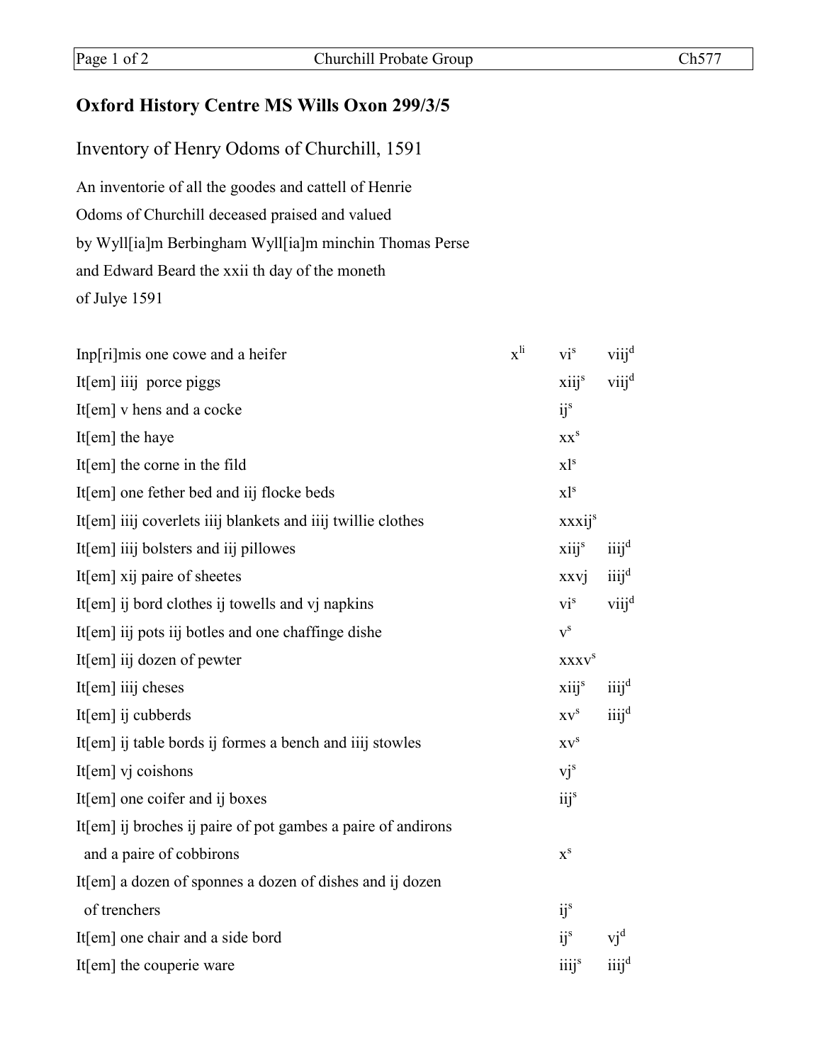## Oxford History Centre MS Wills Oxon 299/3/5

### Inventory of Henry Odoms of Churchill, 1591

An inventorie of all the goodes and cattell of Henrie
Odoms of Churchill deceased praised and valued
by Wyll[ia]m Berbingham Wyll[ia]m minchin Thomas Perse
and Edward Beard the xxii th day of the moneth
of Julye 1591

| Item | li | s | d |
|---|---|---|---|
| Inp[ri]mis one cowe and a heifer | $x^{li}$ | $vi^{s}$ | $viij^{d}$ |
| It[em] iiij porce piggs | | $xiij^{s}$ | $viij^{d}$ |
| It[em] v hens and a cocke | | $ij^{s}$ | |
| It[em] the haye | | $xx^{s}$ | |
| It[em] the corne in the fild | | $xl^{s}$ | |
| It[em] one fether bed and iij flocke beds | | $xl^{s}$ | |
| It[em] iiij coverlets iiij blankets and iiij twillie clothes | | $xxxij^{s}$ | |
| It[em] iiij bolsters and iij pillowes | | $xiij^{s}$ | $iiij^{d}$ |
| It[em] xij paire of sheetes | | xxvj | $iiij^{d}$ |
| It[em] ij bord clothes ij towells and vj napkins | | $vi^{s}$ | $viij^{d}$ |
| It[em] iij pots iij botles and one chaffinge dishe | | $v^{s}$ | |
| It[em] iij dozen of pewter | | $xxxv^{s}$ | |
| It[em] iiij cheses | | $xiij^{s}$ | $iiij^{d}$ |
| It[em] ij cubberds | | $xv^{s}$ | $iiij^{d}$ |
| It[em] ij table bords ij formes a bench and iiij stowles | | $xv^{s}$ | |
| It[em] vj coishons | | $vj^{s}$ | |
| It[em] one coifer and ij boxes | | $iij^{s}$ | |
| It[em] ij broches ij paire of pot gambes a paire of andirons and a paire of cobbirons | | $x^{s}$ | |
| It[em] a dozen of sponnes a dozen of dishes and ij dozen of trenchers | | $ij^{s}$ | |
| It[em] one chair and a side bord | | $ij^{s}$ | $vj^{d}$ |
| It[em] the couperie ware | | $iiij^{s}$ | $iiij^{d}$ |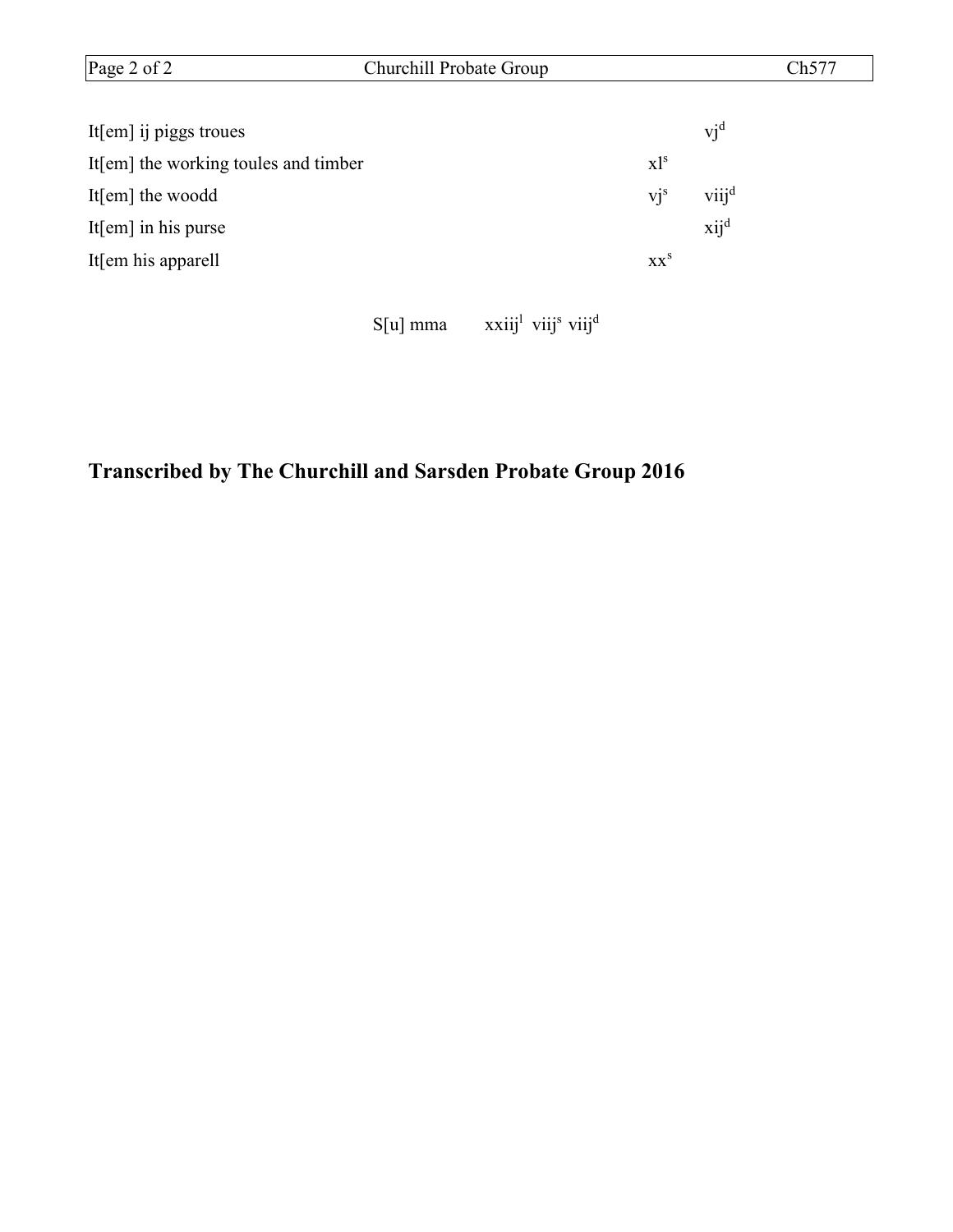| | | |
|---|---|---|
| It[em] ij piggs troues | | vj$^{d}$ |
| It[em] the working toules and timber | xl$^{s}$ | |
| It[em] the woodd | vj$^{s}$ | viij$^{d}$ |
| It[em] in his purse | | xij$^{d}$ |
| It[em his apparell | xx$^{s}$ | |

S[u] mma xxiij$^{l}$ viij$^{s}$ viij$^{d}$

**Transcribed by The Churchill and Sarsden Probate Group 2016**